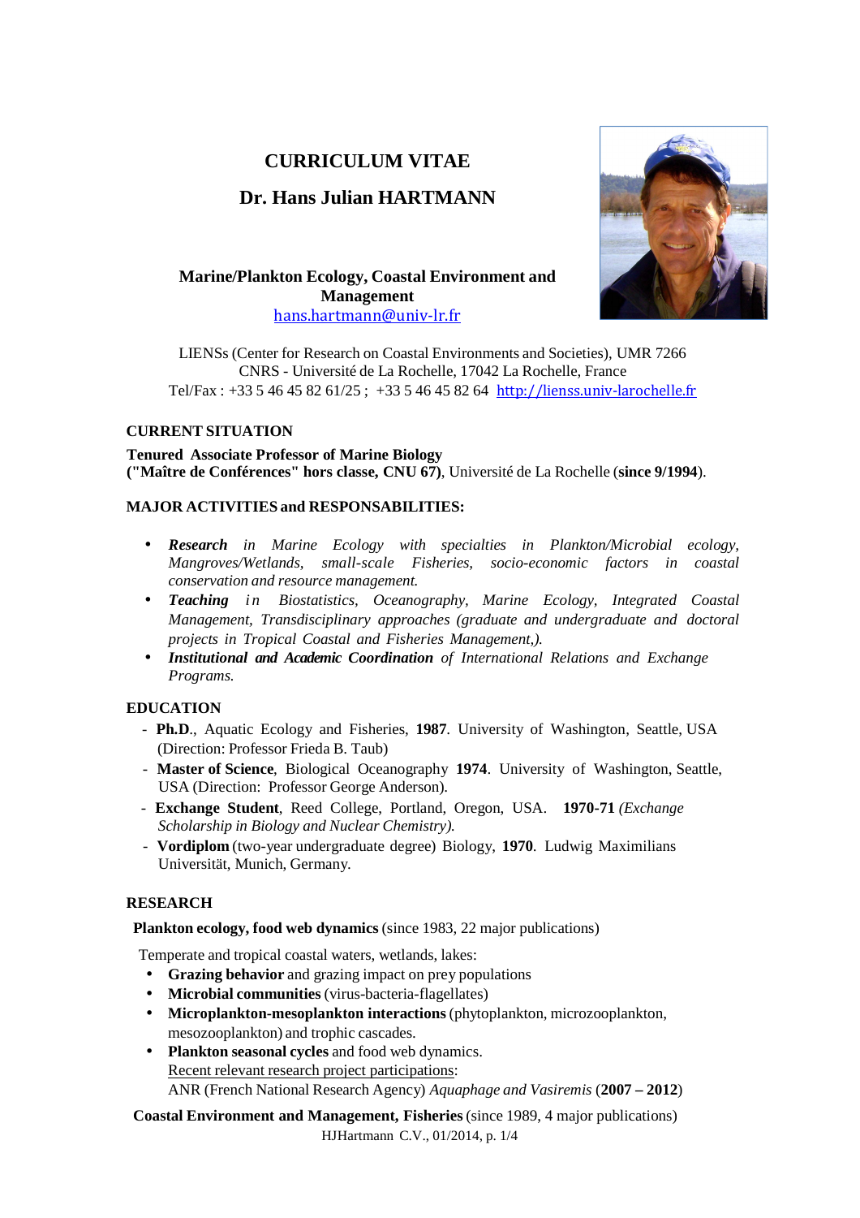# CURRICULUM VITAE

## Dr. Hans Julian HARTMANN

**Marine/Plankton Ecology, Coastal Environment and Management**
hans.hartmann@univ-lr.fr

LIENSs (Center for Research on Coastal Environments and Societies), UMR 7266
CNRS - Université de La Rochelle, 17042 La Rochelle, France
Tel/Fax : +33 5 46 45 82 61/25 ; +33 5 46 45 82 64 http://lienss.univ-larochelle.fr

### CURRENT SITUATION

**Tenured Associate Professor of Marine Biology**
**("Maître de Conférences" hors classe, CNU 67)**, Université de La Rochelle (**since 9/1994**).

### MAJOR ACTIVITIES and RESPONSABILITIES:

- ***Research*** *in Marine Ecology with specialties in Plankton/Microbial ecology, Mangroves/Wetlands, small-scale Fisheries, socio-economic factors in coastal conservation and resource management.*
- ***Teaching*** *in Biostatistics, Oceanography, Marine Ecology, Integrated Coastal Management, Transdisciplinary approaches (graduate and undergraduate and doctoral projects in Tropical Coastal and Fisheries Management,).*
- ***Institutional and Academic Coordination*** *of International Relations and Exchange Programs.*

### EDUCATION

- **Ph.D.**, Aquatic Ecology and Fisheries, **1987**. University of Washington, Seattle, USA (Direction: Professor Frieda B. Taub)
- **Master of Science**, Biological Oceanography **1974**. University of Washington, Seattle, USA (Direction: Professor George Anderson).
- **Exchange Student**, Reed College, Portland, Oregon, USA. **1970-71** *(Exchange Scholarship in Biology and Nuclear Chemistry).*
- **Vordiplom** (two-year undergraduate degree) Biology, **1970**. Ludwig Maximilians Universität, Munich, Germany.

### RESEARCH

**Plankton ecology, food web dynamics** (since 1983, 22 major publications)

Temperate and tropical coastal waters, wetlands, lakes:

- **Grazing behavior** and grazing impact on prey populations
- **Microbial communities** (virus-bacteria-flagellates)
- **Microplankton-mesoplankton interactions** (phytoplankton, microzooplankton, mesozooplankton) and trophic cascades.
- **Plankton seasonal cycles** and food web dynamics.
  Recent relevant research project participations:
  ANR (French National Research Agency) *Aquaphage and Vasiremis* (**2007 – 2012**)

**Coastal Environment and Management, Fisheries** (since 1989, 4 major publications)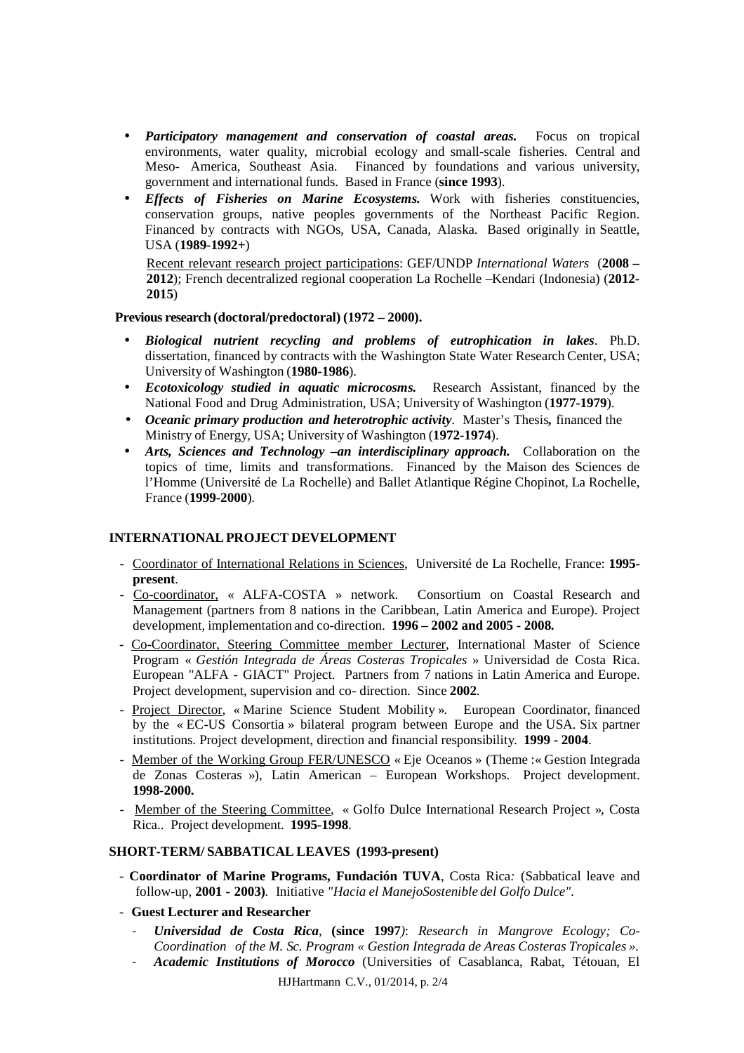- ***Participatory management and conservation of coastal areas.*** Focus on tropical environments, water quality, microbial ecology and small-scale fisheries. Central and Meso- America, Southeast Asia. Financed by foundations and various university, government and international funds. Based in France (**since 1993**).
- ***Effects of Fisheries on Marine Ecosystems.*** Work with fisheries constituencies, conservation groups, native peoples governments of the Northeast Pacific Region. Financed by contracts with NGOs, USA, Canada, Alaska. Based originally in Seattle, USA (**1989-1992+**)

  Recent relevant research project participations: GEF/UNDP *International Waters* (**2008 – 2012**); French decentralized regional cooperation La Rochelle –Kendari (Indonesia) (**2012- 2015**)

**Previous research (doctoral/predoctoral) (1972 – 2000).**

- ***Biological nutrient recycling and problems of eutrophication in lakes***. Ph.D. dissertation, financed by contracts with the Washington State Water Research Center, USA; University of Washington (**1980-1986**).
- ***Ecotoxicology studied in aquatic microcosms.*** Research Assistant, financed by the National Food and Drug Administration, USA; University of Washington (**1977-1979**).
- ***Oceanic primary production and heterotrophic activity***. Master's Thesis**,** financed the Ministry of Energy, USA; University of Washington (**1972-1974**).
- ***Arts, Sciences and Technology –an interdisciplinary approach.*** Collaboration on the topics of time, limits and transformations. Financed by the Maison des Sciences de l'Homme (Université de La Rochelle) and Ballet Atlantique Régine Chopinot, La Rochelle, France (**1999-2000**).

## INTERNATIONAL PROJECT DEVELOPMENT

- Coordinator of International Relations in Sciences, Université de La Rochelle, France: **1995-present**.
- Co-coordinator, « ALFA-COSTA » network. Consortium on Coastal Research and Management (partners from 8 nations in the Caribbean, Latin America and Europe). Project development, implementation and co-direction. **1996 – 2002 and 2005 - 2008.**
- Co-Coordinator, Steering Committee member Lecturer, International Master of Science Program « *Gestión Integrada de Áreas Costeras Tropicales* » Universidad de Costa Rica. European "ALFA - GIACT" Project. Partners from 7 nations in Latin America and Europe. Project development, supervision and co- direction. Since **2002**.
- Project Director, « Marine Science Student Mobility ». European Coordinator, financed by the « EC-US Consortia » bilateral program between Europe and the USA. Six partner institutions. Project development, direction and financial responsibility. **1999 - 2004**.
- Member of the Working Group FER/UNESCO « Eje Oceanos » (Theme :« Gestion Integrada de Zonas Costeras »), Latin American – European Workshops. Project development. **1998-2000.**
- Member of the Steering Committee, « Golfo Dulce International Research Project », Costa Rica.. Project development. **1995-1998**.

## SHORT-TERM/ SABBATICAL LEAVES (1993-present)

- **Coordinator of Marine Programs, Fundación TUVA**, Costa Rica*:* (Sabbatical leave and follow-up, **2001 - 2003)***.* Initiative *"Hacia el ManejoSostenible del Golfo Dulce".*
- **Guest Lecturer and Researcher**
  - ***Universidad de Costa Rica****,* **(since 1997***)*: *Research in Mangrove Ecology; Co-Coordination of the M. Sc. Program « Gestion Integrada de Areas Costeras Tropicales ».*
  - ***Academic Institutions of Morocco*** (Universities of Casablanca, Rabat, Tétouan, El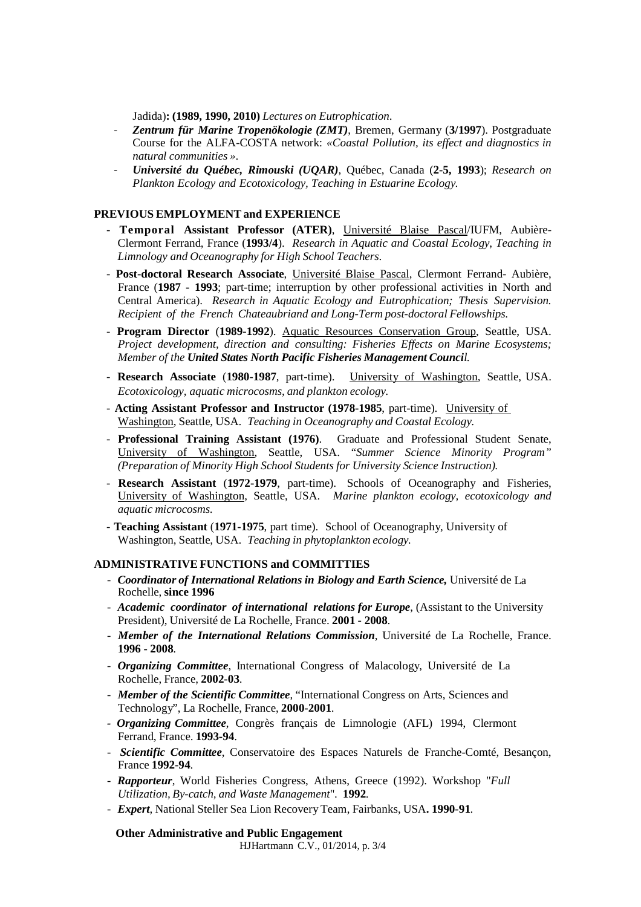Jadida)**: (1989, 1990, 2010)** *Lectures on Eutrophication*.

- ***Zentrum für Marine Tropenökologie (ZMT)***, Bremen, Germany (**3/1997**). Postgraduate Course for the ALFA-COSTA network: *«Coastal Pollution, its effect and diagnostics in natural communities »*.
- ***Université du Québec, Rimouski (UQAR)***, Québec, Canada (**2-5, 1993**); *Research on Plankton Ecology and Ecotoxicology, Teaching in Estuarine Ecology.*

**PREVIOUS EMPLOYMENT and EXPERIENCE**

- **Temporal Assistant Professor (ATER)**, Université Blaise Pascal/IUFM, Aubière-Clermont Ferrand, France (**1993/4**). *Research in Aquatic and Coastal Ecology, Teaching in Limnology and Oceanography for High School Teachers.*
- **Post-doctoral Research Associate**, Université Blaise Pascal, Clermont Ferrand- Aubière, France (**1987 - 1993**; part-time; interruption by other professional activities in North and Central America). *Research in Aquatic Ecology and Eutrophication; Thesis Supervision. Recipient of the French Chateaubriand and Long-Term post-doctoral Fellowships.*
- **Program Director** (**1989-1992**). Aquatic Resources Conservation Group, Seattle, USA. *Project development, direction and consulting: Fisheries Effects on Marine Ecosystems; Member of the **United States North Pacific Fisheries Management Council**.*
- **Research Associate** (**1980-1987**, part-time). University of Washington, Seattle, USA. *Ecotoxicology, aquatic microcosms, and plankton ecology.*
- **Acting Assistant Professor and Instructor (1978-1985**, part-time). University of Washington, Seattle, USA. *Teaching in Oceanography and Coastal Ecology.*
- **Professional Training Assistant (1976)**. Graduate and Professional Student Senate, University of Washington, Seattle, USA. *"Summer Science Minority Program" (Preparation of Minority High School Students for University Science Instruction).*
- **Research Assistant** (**1972-1979**, part-time). Schools of Oceanography and Fisheries, University of Washington, Seattle, USA. *Marine plankton ecology, ecotoxicology and aquatic microcosms.*
- **Teaching Assistant** (**1971-1975**, part time). School of Oceanography, University of Washington, Seattle, USA. *Teaching in phytoplankton ecology.*

**ADMINISTRATIVE FUNCTIONS and COMMITTIES**

- ***Coordinator of International Relations in Biology and Earth Science,*** Université de La Rochelle, **since 1996**
- ***Academic coordinator of international relations for Europe***, (Assistant to the University President), Université de La Rochelle, France. **2001 - 2008**.
- ***Member of the International Relations Commission***, Université de La Rochelle, France. **1996 - 2008**.
- ***Organizing Committee***, International Congress of Malacology, Université de La Rochelle, France, **2002-03**.
- ***Member of the Scientific Committee***, "International Congress on Arts, Sciences and Technology", La Rochelle, France, **2000-2001**.
- ***Organizing Committee***, Congrès français de Limnologie (AFL) 1994, Clermont Ferrand, France. **1993-94**.
- ***Scientific Committee***, Conservatoire des Espaces Naturels de Franche-Comté, Besançon, France **1992-94**.
- ***Rapporteur***, World Fisheries Congress, Athens, Greece (1992). Workshop "*Full Utilization, By-catch, and Waste Management*". **1992**.
- ***Expert***, National Steller Sea Lion Recovery Team, Fairbanks, USA**. 1990-91**.

**Other Administrative and Public Engagement**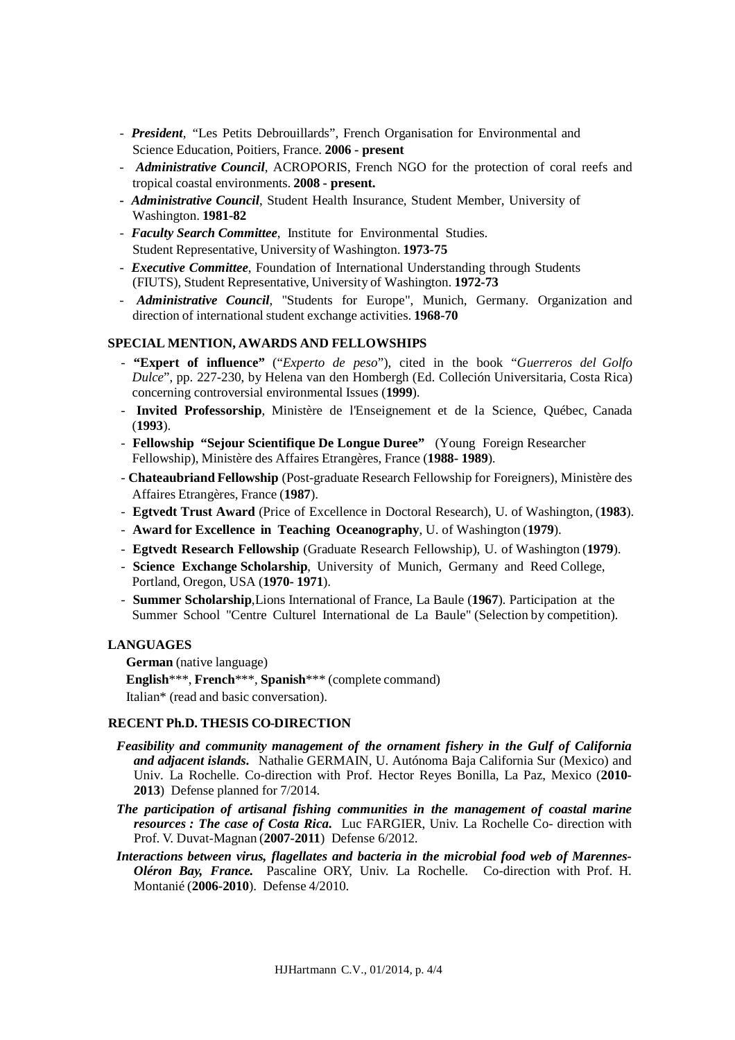- ***President***, "Les Petits Debrouillards", French Organisation for Environmental and Science Education, Poitiers, France. **2006 - present**
- ***Administrative Council***, ACROPORIS, French NGO for the protection of coral reefs and tropical coastal environments. **2008 - present.**
- ***Administrative Council***, Student Health Insurance, Student Member, University of Washington. **1981-82**
- ***Faculty Search Committee***, Institute for Environmental Studies. Student Representative, University of Washington. **1973-75**
- ***Executive Committee***, Foundation of International Understanding through Students (FIUTS), Student Representative, University of Washington. **1972-73**
- ***Administrative Council***, "Students for Europe", Munich, Germany. Organization and direction of international student exchange activities. **1968-70**

## SPECIAL MENTION, AWARDS AND FELLOWSHIPS

- **"Expert of influence"** ("*Experto de peso*"), cited in the book "*Guerreros del Golfo Dulce*", pp. 227-230, by Helena van den Hombergh (Ed. Colleción Universitaria, Costa Rica) concerning controversial environmental Issues (**1999**).
- **Invited Professorship**, Ministère de l'Enseignement et de la Science, Québec, Canada (**1993**).
- **Fellowship "Sejour Scientifique De Longue Duree"** (Young Foreign Researcher Fellowship), Ministère des Affaires Etrangères, France (**1988- 1989**).
- **Chateaubriand Fellowship** (Post-graduate Research Fellowship for Foreigners), Ministère des Affaires Etrangères, France (**1987**).
- **Egtvedt Trust Award** (Price of Excellence in Doctoral Research), U. of Washington, (**1983**).
- **Award for Excellence in Teaching Oceanography**, U. of Washington (**1979**).
- **Egtvedt Research Fellowship** (Graduate Research Fellowship), U. of Washington (**1979**).
- **Science Exchange Scholarship**, University of Munich, Germany and Reed College, Portland, Oregon, USA (**1970- 1971**).
- **Summer Scholarship**,Lions International of France, La Baule (**1967**). Participation at the Summer School "Centre Culturel International de La Baule" (Selection by competition).

## LANGUAGES

**German** (native language)
**English**\*\*\*, **French**\*\*\*, **Spanish**\*\*\* (complete command)
Italian\* (read and basic conversation).

## RECENT Ph.D. THESIS CO-DIRECTION

***Feasibility and community management of the ornament fishery in the Gulf of California and adjacent islands***. Nathalie GERMAIN, U. Autónoma Baja California Sur (Mexico) and Univ. La Rochelle. Co-direction with Prof. Hector Reyes Bonilla, La Paz, Mexico (**2010-2013**) Defense planned for 7/2014.

***The participation of artisanal fishing communities in the management of coastal marine resources : The case of Costa Rica.*** Luc FARGIER, Univ. La Rochelle Co- direction with Prof. V. Duvat-Magnan (**2007-2011**) Defense 6/2012.

***Interactions between virus, flagellates and bacteria in the microbial food web of Marennes-Oléron Bay, France.*** Pascaline ORY, Univ. La Rochelle. Co-direction with Prof. H. Montanié (**2006-2010**). Defense 4/2010.